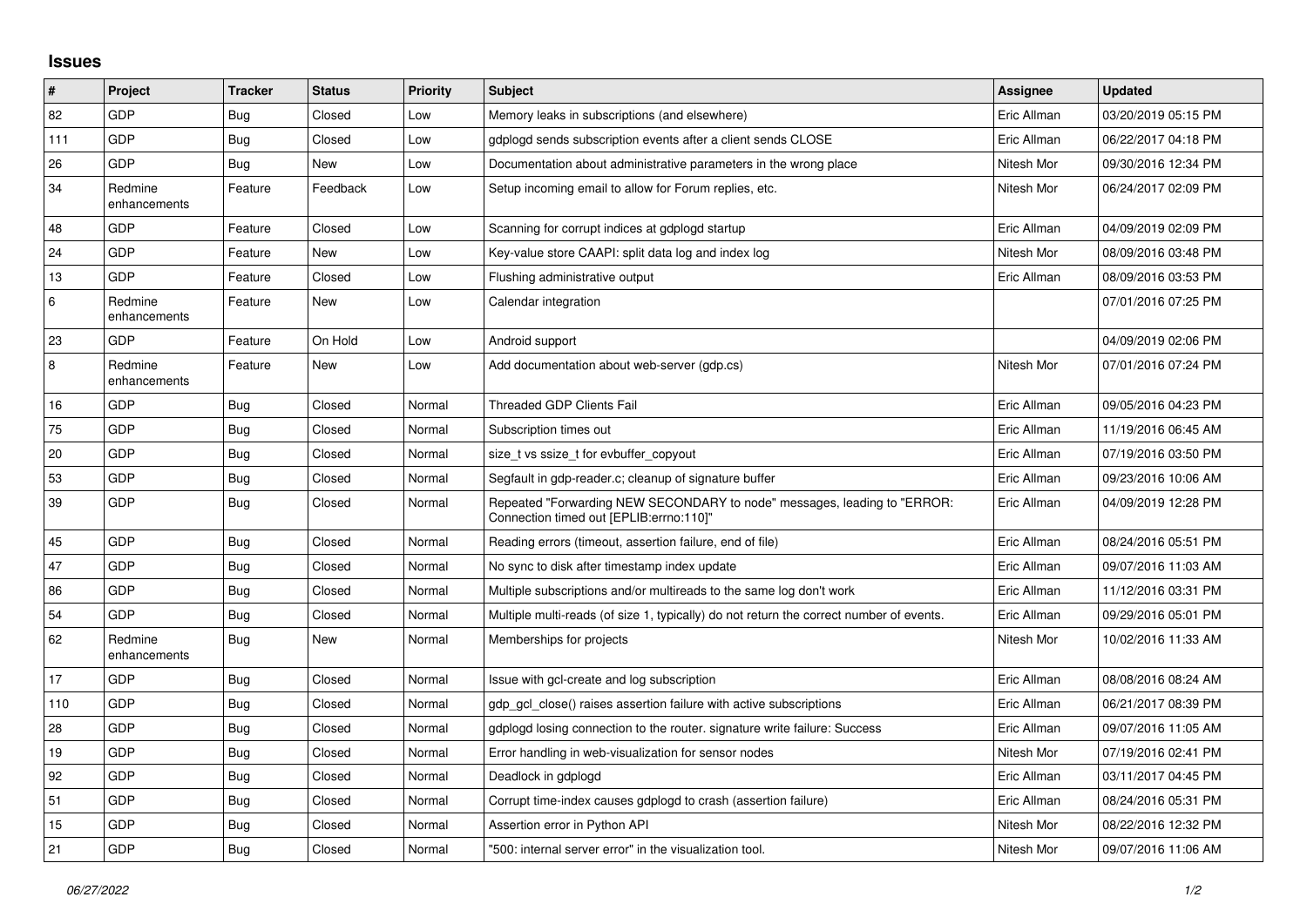## Issues

| # | Project | Tracker | Status | Priority | Subject | Assignee | Updated |
|---|---|---|---|---|---|---|---|
| 82 | GDP | Bug | Closed | Low | Memory leaks in subscriptions (and elsewhere) | Eric Allman | 03/20/2019 05:15 PM |
| 111 | GDP | Bug | Closed | Low | gdplogd sends subscription events after a client sends CLOSE | Eric Allman | 06/22/2017 04:18 PM |
| 26 | GDP | Bug | New | Low | Documentation about administrative parameters in the wrong place | Nitesh Mor | 09/30/2016 12:34 PM |
| 34 | Redmine enhancements | Feature | Feedback | Low | Setup incoming email to allow for Forum replies, etc. | Nitesh Mor | 06/24/2017 02:09 PM |
| 48 | GDP | Feature | Closed | Low | Scanning for corrupt indices at gdplogd startup | Eric Allman | 04/09/2019 02:09 PM |
| 24 | GDP | Feature | New | Low | Key-value store CAAPI: split data log and index log | Nitesh Mor | 08/09/2016 03:48 PM |
| 13 | GDP | Feature | Closed | Low | Flushing administrative output | Eric Allman | 08/09/2016 03:53 PM |
| 6 | Redmine enhancements | Feature | New | Low | Calendar integration | | 07/01/2016 07:25 PM |
| 23 | GDP | Feature | On Hold | Low | Android support | | 04/09/2019 02:06 PM |
| 8 | Redmine enhancements | Feature | New | Low | Add documentation about web-server (gdp.cs) | Nitesh Mor | 07/01/2016 07:24 PM |
| 16 | GDP | Bug | Closed | Normal | Threaded GDP Clients Fail | Eric Allman | 09/05/2016 04:23 PM |
| 75 | GDP | Bug | Closed | Normal | Subscription times out | Eric Allman | 11/19/2016 06:45 AM |
| 20 | GDP | Bug | Closed | Normal | size_t vs ssize_t for evbuffer_copyout | Eric Allman | 07/19/2016 03:50 PM |
| 53 | GDP | Bug | Closed | Normal | Segfault in gdp-reader.c; cleanup of signature buffer | Eric Allman | 09/23/2016 10:06 AM |
| 39 | GDP | Bug | Closed | Normal | Repeated "Forwarding NEW SECONDARY to node" messages, leading to "ERROR: Connection timed out [EPLIB:errno:110]" | Eric Allman | 04/09/2019 12:28 PM |
| 45 | GDP | Bug | Closed | Normal | Reading errors (timeout, assertion failure, end of file) | Eric Allman | 08/24/2016 05:51 PM |
| 47 | GDP | Bug | Closed | Normal | No sync to disk after timestamp index update | Eric Allman | 09/07/2016 11:03 AM |
| 86 | GDP | Bug | Closed | Normal | Multiple subscriptions and/or multireads to the same log don't work | Eric Allman | 11/12/2016 03:31 PM |
| 54 | GDP | Bug | Closed | Normal | Multiple multi-reads (of size 1, typically) do not return the correct number of events. | Eric Allman | 09/29/2016 05:01 PM |
| 62 | Redmine enhancements | Bug | New | Normal | Memberships for projects | Nitesh Mor | 10/02/2016 11:33 AM |
| 17 | GDP | Bug | Closed | Normal | Issue with gcl-create and log subscription | Eric Allman | 08/08/2016 08:24 AM |
| 110 | GDP | Bug | Closed | Normal | gdp_gcl_close() raises assertion failure with active subscriptions | Eric Allman | 06/21/2017 08:39 PM |
| 28 | GDP | Bug | Closed | Normal | gdplogd losing connection to the router. signature write failure: Success | Eric Allman | 09/07/2016 11:05 AM |
| 19 | GDP | Bug | Closed | Normal | Error handling in web-visualization for sensor nodes | Nitesh Mor | 07/19/2016 02:41 PM |
| 92 | GDP | Bug | Closed | Normal | Deadlock in gdplogd | Eric Allman | 03/11/2017 04:45 PM |
| 51 | GDP | Bug | Closed | Normal | Corrupt time-index causes gdplogd to crash (assertion failure) | Eric Allman | 08/24/2016 05:31 PM |
| 15 | GDP | Bug | Closed | Normal | Assertion error in Python API | Nitesh Mor | 08/22/2016 12:32 PM |
| 21 | GDP | Bug | Closed | Normal | "500: internal server error" in the visualization tool. | Nitesh Mor | 09/07/2016 11:06 AM |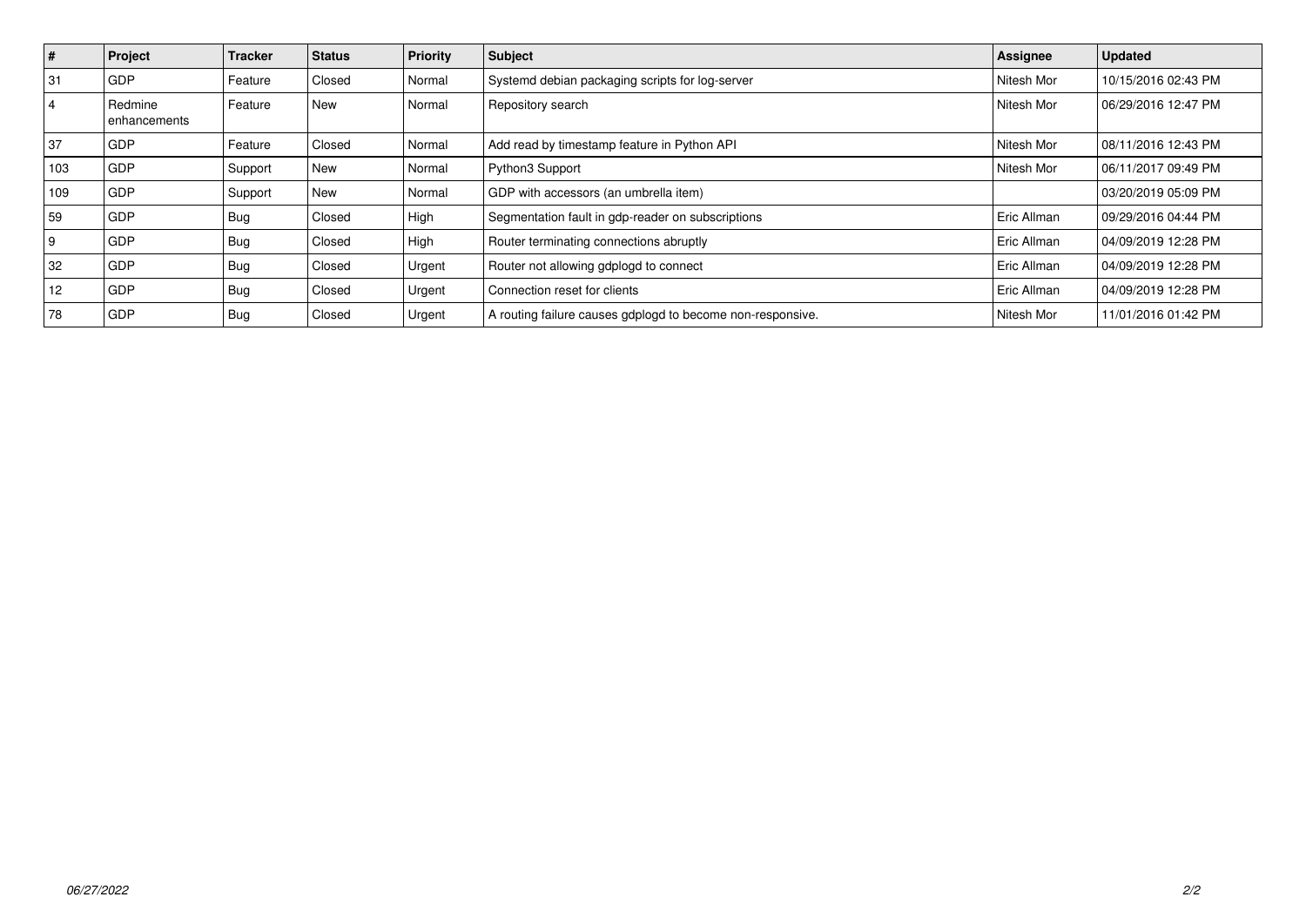| # | Project | Tracker | Status | Priority | Subject | Assignee | Updated |
|---|---|---|---|---|---|---|---|
| 31 | GDP | Feature | Closed | Normal | Systemd debian packaging scripts for log-server | Nitesh Mor | 10/15/2016 02:43 PM |
| 4 | Redmine enhancements | Feature | New | Normal | Repository search | Nitesh Mor | 06/29/2016 12:47 PM |
| 37 | GDP | Feature | Closed | Normal | Add read by timestamp feature in Python API | Nitesh Mor | 08/11/2016 12:43 PM |
| 103 | GDP | Support | New | Normal | Python3 Support | Nitesh Mor | 06/11/2017 09:49 PM |
| 109 | GDP | Support | New | Normal | GDP with accessors (an umbrella item) | | 03/20/2019 05:09 PM |
| 59 | GDP | Bug | Closed | High | Segmentation fault in gdp-reader on subscriptions | Eric Allman | 09/29/2016 04:44 PM |
| 9 | GDP | Bug | Closed | High | Router terminating connections abruptly | Eric Allman | 04/09/2019 12:28 PM |
| 32 | GDP | Bug | Closed | Urgent | Router not allowing gdplogd to connect | Eric Allman | 04/09/2019 12:28 PM |
| 12 | GDP | Bug | Closed | Urgent | Connection reset for clients | Eric Allman | 04/09/2019 12:28 PM |
| 78 | GDP | Bug | Closed | Urgent | A routing failure causes gdplogd to become non-responsive. | Nitesh Mor | 11/01/2016 01:42 PM |